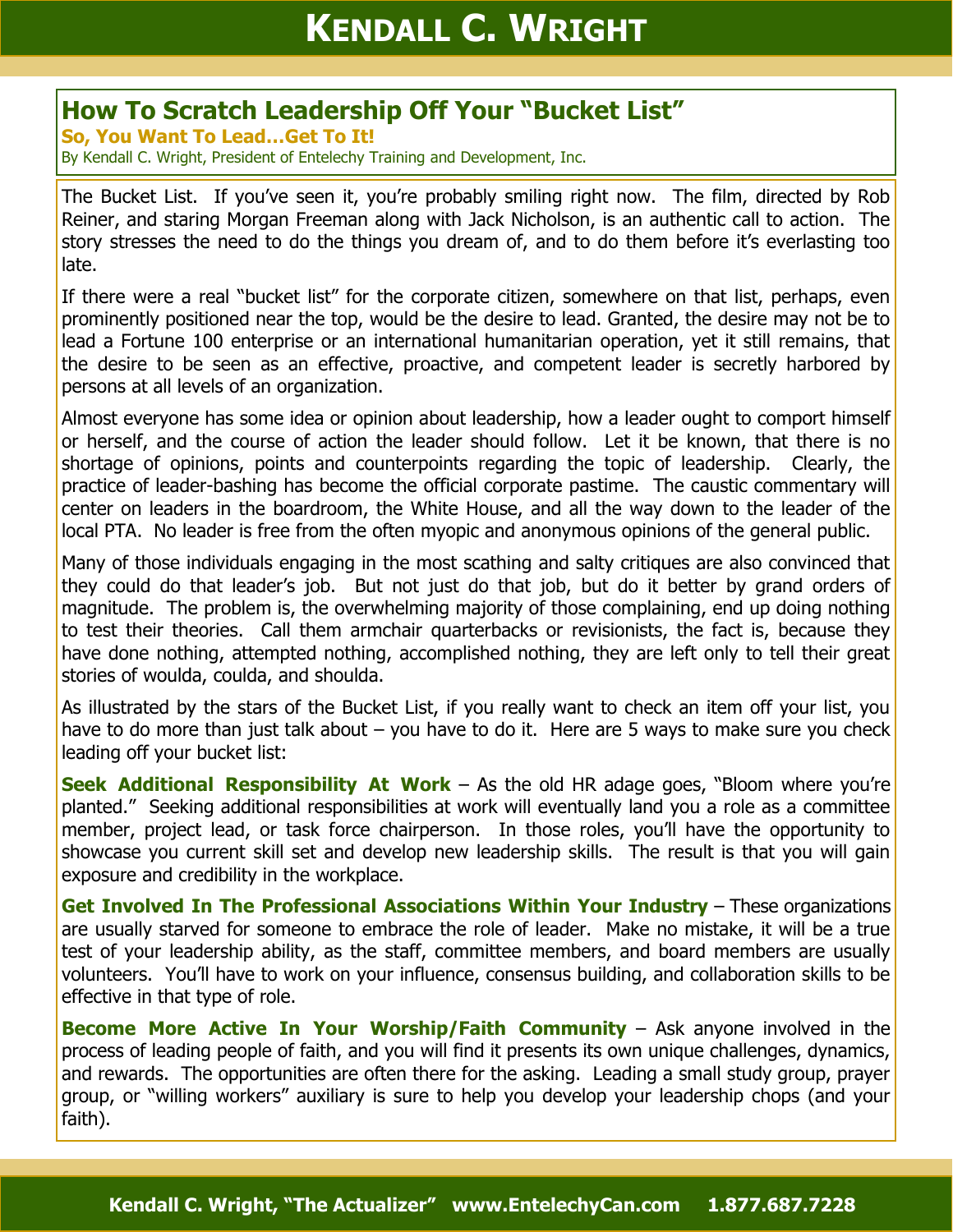# How To Scratch Leadership Off Your "Bucket List"

**So, You Want To Lead…Get To It!**

By Kendall C. Wright, President of Entelechy Training and Development, Inc.

The Bucket List. If you've seen it, you're probably smiling right now. The film, directed by Rob Reiner, and staring Morgan Freeman along with Jack Nicholson, is an authentic call to action. The story stresses the need to do the things you dream of, and to do them before it's everlasting too late.

If there were a real "bucket list" for the corporate citizen, somewhere on that list, perhaps, even prominently positioned near the top, would be the desire to lead. Granted, the desire may not be to lead a Fortune 100 enterprise or an international humanitarian operation, yet it still remains, that the desire to be seen as an effective, proactive, and competent leader is secretly harbored by persons at all levels of an organization.

Almost everyone has some idea or opinion about leadership, how a leader ought to comport himself or herself, and the course of action the leader should follow. Let it be known, that there is no shortage of opinions, points and counterpoints regarding the topic of leadership. Clearly, the practice of leader-bashing has become the official corporate pastime. The caustic commentary will center on leaders in the boardroom, the White House, and all the way down to the leader of the local PTA. No leader is free from the often myopic and anonymous opinions of the general public.

Many of those individuals engaging in the most scathing and salty critiques are also convinced that they could do that leader's job. But not just do that job, but do it better by grand orders of magnitude. The problem is, the overwhelming majority of those complaining, end up doing nothing to test their theories. Call them armchair quarterbacks or revisionists, the fact is, because they have done nothing, attempted nothing, accomplished nothing, they are left only to tell their great stories of woulda, coulda, and shoulda.

As illustrated by the stars of the Bucket List, if you really want to check an item off your list, you have to do more than just talk about – you have to do it. Here are 5 ways to make sure you check leading off your bucket list:

**Seek Additional Responsibility At Work** – As the old HR adage goes, "Bloom where you're planted." Seeking additional responsibilities at work will eventually land you a role as a committee member, project lead, or task force chairperson. In those roles, you'll have the opportunity to showcase you current skill set and develop new leadership skills. The result is that you will gain exposure and credibility in the workplace.

**Get Involved In The Professional Associations Within Your Industry** – These organizations are usually starved for someone to embrace the role of leader. Make no mistake, it will be a true test of your leadership ability, as the staff, committee members, and board members are usually volunteers. You'll have to work on your influence, consensus building, and collaboration skills to be effective in that type of role.

**Become More Active In Your Worship/Faith Community** – Ask anyone involved in the process of leading people of faith, and you will find it presents its own unique challenges, dynamics, and rewards. The opportunities are often there for the asking. Leading a small study group, prayer group, or "willing workers" auxiliary is sure to help you develop your leadership chops (and your faith).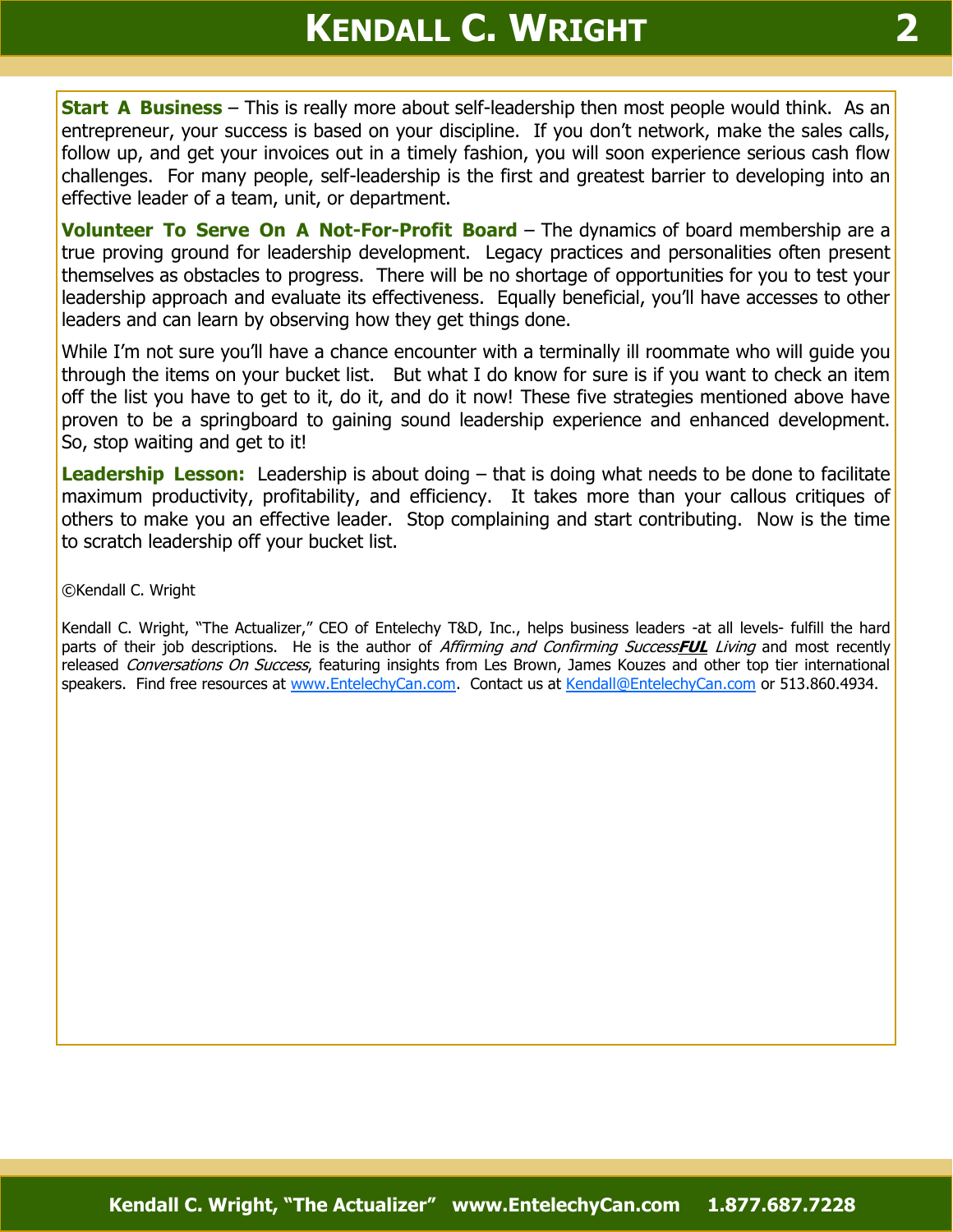**Start A Business** – This is really more about self-leadership then most people would think. As an entrepreneur, your success is based on your discipline. If you don't network, make the sales calls, follow up, and get your invoices out in a timely fashion, you will soon experience serious cash flow challenges. For many people, self-leadership is the first and greatest barrier to developing into an effective leader of a team, unit, or department.

**Volunteer To Serve On A Not-For-Profit Board** – The dynamics of board membership are a true proving ground for leadership development. Legacy practices and personalities often present themselves as obstacles to progress. There will be no shortage of opportunities for you to test your leadership approach and evaluate its effectiveness. Equally beneficial, you'll have accesses to other leaders and can learn by observing how they get things done.

While I'm not sure you'll have a chance encounter with a terminally ill roommate who will guide you through the items on your bucket list. But what I do know for sure is if you want to check an item off the list you have to get to it, do it, and do it now! These five strategies mentioned above have proven to be a springboard to gaining sound leadership experience and enhanced development. So, stop waiting and get to it!

**Leadership Lesson:** Leadership is about doing – that is doing what needs to be done to facilitate maximum productivity, profitability, and efficiency. It takes more than your callous critiques of others to make you an effective leader. Stop complaining and start contributing. Now is the time to scratch leadership off your bucket list.

©Kendall C. Wright

Kendall C. Wright, "The Actualizer," CEO of Entelechy T&D, Inc., helps business leaders -at all levels- fulfill the hard parts of their job descriptions. He is the author of *Affirming and Confirming Success**FUL** Living* and most recently released *Conversations On Success*, featuring insights from Les Brown, James Kouzes and other top tier international speakers. Find free resources at www.EntelechyCan.com. Contact us at Kendall@EntelechyCan.com or 513.860.4934.